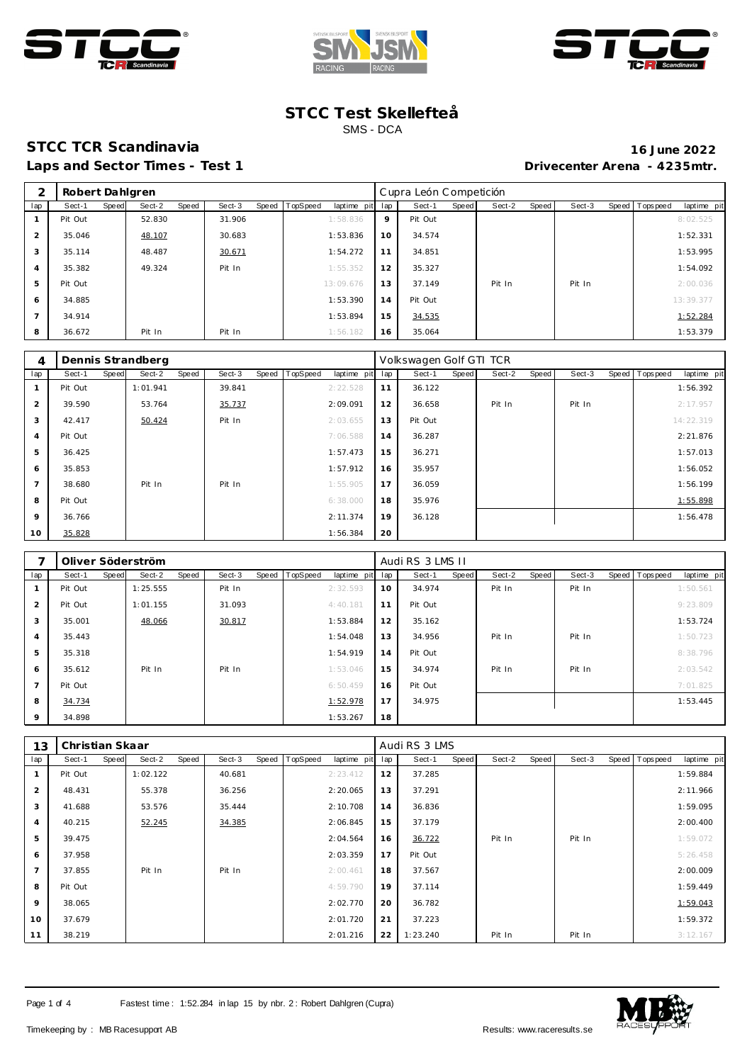## STCC Test Skellefteå

SMS - DCA

### STCC TCR Scandinavia

**16 June 2022**

**Laps and Sector Times - Test 1**

**Drivecenter Arena - 4235mtr.**

| 2 | Robert Dahlgren | | | | | | | | Cupra León Competición | | | | | | | | | |
|---|---|---|---|---|---|---|---|---|---|---|---|---|---|---|---|---|---|---|
| lap | Sect-1 | Speed | Sect-2 | Speed | Sect-3 | Speed | TopSpeed | laptime pit | lap | Sect-1 | Speed | Sect-2 | Speed | Sect-3 | Speed | Topspeed | laptime pit |
| 1 | Pit Out | | 52.830 | | 31.906 | | | 1:58.836 | 9 | Pit Out | | | | | | | 8:02.525 |
| 2 | 35.046 | | 48.107 | | 30.683 | | | 1:53.836 | 10 | 34.574 | | | | | | | 1:52.331 |
| 3 | 35.114 | | 48.487 | | 30.671 | | | 1:54.272 | 11 | 34.851 | | | | | | | 1:53.995 |
| 4 | 35.382 | | 49.324 | | Pit In | | | 1:55.352 | 12 | 35.327 | | | | | | | 1:54.092 |
| 5 | Pit Out | | | | | | | 13:09.676 | 13 | 37.149 | | Pit In | | Pit In | | | 2:00.036 |
| 6 | 34.885 | | | | | | | 1:53.390 | 14 | Pit Out | | | | | | | 13:39.377 |
| 7 | 34.914 | | | | | | | 1:53.894 | 15 | 34.535 | | | | | | | 1:52.284 |
| 8 | 36.672 | | Pit In | | Pit In | | | 1:56.182 | 16 | 35.064 | | | | | | | 1:53.379 |

| 4 | Dennis Strandberg | | | | | | | | Volkswagen Golf GTI TCR | | | | | | | | |
|---|---|---|---|---|---|---|---|---|---|---|---|---|---|---|---|---|---|
| lap | Sect-1 | Speed | Sect-2 | Speed | Sect-3 | Speed | TopSpeed | laptime pit | lap | Sect-1 | Speed | Sect-2 | Speed | Sect-3 | Speed | Topspeed | laptime pit |
| 1 | Pit Out | | 1:01.941 | | 39.841 | | | 2:22.528 | 11 | 36.122 | | | | | | | 1:56.392 |
| 2 | 39.590 | | 53.764 | | 35.737 | | | 2:09.091 | 12 | 36.658 | | Pit In | | Pit In | | | 2:17.957 |
| 3 | 42.417 | | 50.424 | | Pit In | | | 2:03.655 | 13 | Pit Out | | | | | | | 14:22.319 |
| 4 | Pit Out | | | | | | | 7:06.588 | 14 | 36.287 | | | | | | | 2:21.876 |
| 5 | 36.425 | | | | | | | 1:57.473 | 15 | 36.271 | | | | | | | 1:57.013 |
| 6 | 35.853 | | | | | | | 1:57.912 | 16 | 35.957 | | | | | | | 1:56.052 |
| 7 | 38.680 | | Pit In | | Pit In | | | 1:55.905 | 17 | 36.059 | | | | | | | 1:56.199 |
| 8 | Pit Out | | | | | | | 6:38.000 | 18 | 35.976 | | | | | | | 1:55.898 |
| 9 | 36.766 | | | | | | | 2:11.374 | 19 | 36.128 | | | | | | | 1:56.478 |
| 10 | 35.828 | | | | | | | 1:56.384 | 20 | | | | | | | | |

| 7 | Oliver Söderström | | | | | | | | Audi RS 3 LMS II | | | | | | | | |
|---|---|---|---|---|---|---|---|---|---|---|---|---|---|---|---|---|---|
| lap | Sect-1 | Speed | Sect-2 | Speed | Sect-3 | Speed | TopSpeed | laptime pit | lap | Sect-1 | Speed | Sect-2 | Speed | Sect-3 | Speed | Topspeed | laptime pit |
| 1 | Pit Out | | 1:25.555 | | Pit In | | | 2:32.593 | 10 | 34.974 | | Pit In | | Pit In | | | 1:50.561 |
| 2 | Pit Out | | 1:01.155 | | 31.093 | | | 4:40.181 | 11 | Pit Out | | | | | | | 9:23.809 |
| 3 | 35.001 | | 48.066 | | 30.817 | | | 1:53.884 | 12 | 35.162 | | | | | | | 1:53.724 |
| 4 | 35.443 | | | | | | | 1:54.048 | 13 | 34.956 | | Pit In | | Pit In | | | 1:50.723 |
| 5 | 35.318 | | | | | | | 1:54.919 | 14 | Pit Out | | | | | | | 8:38.796 |
| 6 | 35.612 | | Pit In | | Pit In | | | 1:53.046 | 15 | 34.974 | | Pit In | | Pit In | | | 2:03.542 |
| 7 | Pit Out | | | | | | | 6:50.459 | 16 | Pit Out | | | | | | | 7:01.825 |
| 8 | 34.734 | | | | | | | 1:52.978 | 17 | 34.975 | | | | | | | 1:53.445 |
| 9 | 34.898 | | | | | | | 1:53.267 | 18 | | | | | | | | |

| 13 | Christian Skaar | | | | | | | | Audi RS 3 LMS | | | | | | | | |
|---|---|---|---|---|---|---|---|---|---|---|---|---|---|---|---|---|---|
| lap | Sect-1 | Speed | Sect-2 | Speed | Sect-3 | Speed | TopSpeed | laptime pit | lap | Sect-1 | Speed | Sect-2 | Speed | Sect-3 | Speed | Topspeed | laptime pit |
| 1 | Pit Out | | 1:02.122 | | 40.681 | | | 2:23.412 | 12 | 37.285 | | | | | | | 1:59.884 |
| 2 | 48.431 | | 55.378 | | 36.256 | | | 2:20.065 | 13 | 37.291 | | | | | | | 2:11.966 |
| 3 | 41.688 | | 53.576 | | 35.444 | | | 2:10.708 | 14 | 36.836 | | | | | | | 1:59.095 |
| 4 | 40.215 | | 52.245 | | 34.385 | | | 2:06.845 | 15 | 37.179 | | | | | | | 2:00.400 |
| 5 | 39.475 | | | | | | | 2:04.564 | 16 | 36.722 | | Pit In | | Pit In | | | 1:59.072 |
| 6 | 37.958 | | | | | | | 2:03.359 | 17 | Pit Out | | | | | | | 5:26.458 |
| 7 | 37.855 | | Pit In | | Pit In | | | 2:00.461 | 18 | 37.567 | | | | | | | 2:00.009 |
| 8 | Pit Out | | | | | | | 4:59.790 | 19 | 37.114 | | | | | | | 1:59.449 |
| 9 | 38.065 | | | | | | | 2:02.770 | 20 | 36.782 | | | | | | | 1:59.043 |
| 10 | 37.679 | | | | | | | 2:01.720 | 21 | 37.223 | | | | | | | 1:59.372 |
| 11 | 38.219 | | | | | | | 2:01.216 | 22 | 1:23.240 | | Pit In | | Pit In | | | 3:12.167 |

Fastest time : 1:52.284 in lap 15 by nbr. 2 : Robert Dahlgren (Cupra)

Timekeeping by : MB Racesupport AB

Results: www.raceresults.se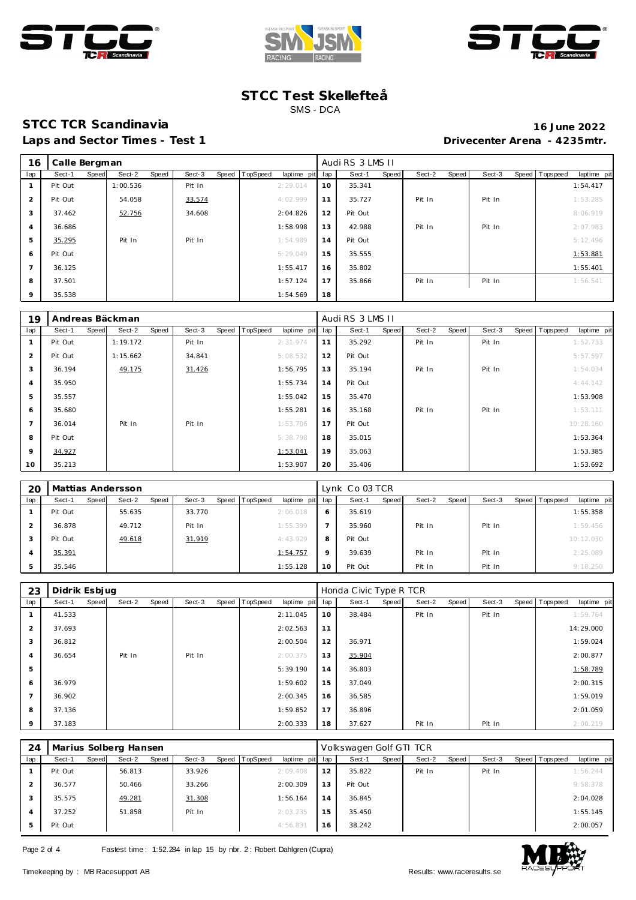# STCC Test Skellefteå

SMS - DCA

## STCC TCR Scandinavia

**16 June 2022**

**Laps and Sector Times - Test 1**

**Drivecenter Arena - 4235mtr.**

| 16 | Calle Bergman | | | | | | | | Audi RS 3 LMS II | | | | | | | | |
|---|---|---|---|---|---|---|---|---|---|---|---|---|---|---|---|---|---|
| lap | Sect-1 | Speed | Sect-2 | Speed | Sect-3 | Speed | TopSpeed | laptime pit | lap | Sect-1 | Speed | Sect-2 | Speed | Sect-3 | Speed | Topspeed | laptime pit |
| 1 | Pit Out | | 1:00.536 | | Pit In | | | 2:29.014 | 10 | 35.341 | | | | | | | 1:54.417 |
| 2 | Pit Out | | 54.058 | | 33.574 | | | 4:02.999 | 11 | 35.727 | | Pit In | | Pit In | | | 1:53.285 |
| 3 | 37.462 | | 52.756 | | 34.608 | | | 2:04.826 | 12 | Pit Out | | | | | | | 8:06.919 |
| 4 | 36.686 | | | | | | | 1:58.998 | 13 | 42.988 | | Pit In | | Pit In | | | 2:07.983 |
| 5 | 35.295 | | Pit In | | Pit In | | | 1:54.989 | 14 | Pit Out | | | | | | | 5:12.496 |
| 6 | Pit Out | | | | | | | 5:29.049 | 15 | 35.555 | | | | | | | 1:53.881 |
| 7 | 36.125 | | | | | | | 1:55.417 | 16 | 35.802 | | | | | | | 1:55.401 |
| 8 | 37.501 | | | | | | | 1:57.124 | 17 | 35.866 | | Pit In | | Pit In | | | 1:56.541 |
| 9 | 35.538 | | | | | | | 1:54.569 | 18 | | | | | | | | |

| 19 | Andreas Bäckman | | | | | | | | Audi RS 3 LMS II | | | | | | | | |
|---|---|---|---|---|---|---|---|---|---|---|---|---|---|---|---|---|---|
| lap | Sect-1 | Speed | Sect-2 | Speed | Sect-3 | Speed | TopSpeed | laptime pit | lap | Sect-1 | Speed | Sect-2 | Speed | Sect-3 | Speed | Topspeed | laptime pit |
| 1 | Pit Out | | 1:19.172 | | Pit In | | | 2:31.974 | 11 | 35.292 | | Pit In | | Pit In | | | 1:52.733 |
| 2 | Pit Out | | 1:15.662 | | 34.841 | | | 5:08.532 | 12 | Pit Out | | | | | | | 5:57.597 |
| 3 | 36.194 | | 49.175 | | 31.426 | | | 1:56.795 | 13 | 35.194 | | Pit In | | Pit In | | | 1:54.034 |
| 4 | 35.950 | | | | | | | 1:55.734 | 14 | Pit Out | | | | | | | 4:44.142 |
| 5 | 35.557 | | | | | | | 1:55.042 | 15 | 35.470 | | | | | | | 1:53.908 |
| 6 | 35.680 | | | | | | | 1:55.281 | 16 | 35.168 | | Pit In | | Pit In | | | 1:53.111 |
| 7 | 36.014 | | Pit In | | Pit In | | | 1:53.706 | 17 | Pit Out | | | | | | | 10:28.160 |
| 8 | Pit Out | | | | | | | 5:38.798 | 18 | 35.015 | | | | | | | 1:53.364 |
| 9 | 34.927 | | | | | | | 1:53.041 | 19 | 35.063 | | | | | | | 1:53.385 |
| 10 | 35.213 | | | | | | | 1:53.907 | 20 | 35.406 | | | | | | | 1:53.692 |

| 20 | Mattias Andersson | | | | | | | | Lynk Co 03 TCR | | | | | | | | |
|---|---|---|---|---|---|---|---|---|---|---|---|---|---|---|---|---|---|
| lap | Sect-1 | Speed | Sect-2 | Speed | Sect-3 | Speed | TopSpeed | laptime pit | lap | Sect-1 | Speed | Sect-2 | Speed | Sect-3 | Speed | Topspeed | laptime pit |
| 1 | Pit Out | | 55.635 | | 33.770 | | | 2:06.018 | 6 | 35.619 | | | | | | | 1:55.358 |
| 2 | 36.878 | | 49.712 | | Pit In | | | 1:55.399 | 7 | 35.960 | | Pit In | | Pit In | | | 1:59.456 |
| 3 | Pit Out | | 49.618 | | 31.919 | | | 4:43.929 | 8 | Pit Out | | | | | | | 10:12.030 |
| 4 | 35.391 | | | | | | | 1:54.757 | 9 | 39.639 | | Pit In | | Pit In | | | 2:25.089 |
| 5 | 35.546 | | | | | | | 1:55.128 | 10 | Pit Out | | Pit In | | Pit In | | | 9:18.250 |

| 23 | Didrik Esbjug | | | | | | | | Honda Civic Type R TCR | | | | | | | | |
|---|---|---|---|---|---|---|---|---|---|---|---|---|---|---|---|---|---|
| lap | Sect-1 | Speed | Sect-2 | Speed | Sect-3 | Speed | TopSpeed | laptime pit | lap | Sect-1 | Speed | Sect-2 | Speed | Sect-3 | Speed | Topspeed | laptime pit |
| 1 | 41.533 | | | | | | | 2:11.045 | 10 | 38.484 | | Pit In | | Pit In | | | 1:59.764 |
| 2 | 37.693 | | | | | | | 2:02.563 | 11 | | | | | | | | 14:29.000 |
| 3 | 36.812 | | | | | | | 2:00.504 | 12 | 36.971 | | | | | | | 1:59.024 |
| 4 | 36.654 | | Pit In | | Pit In | | | 2:00.375 | 13 | 35.904 | | | | | | | 2:00.877 |
| 5 | | | | | | | | 5:39.190 | 14 | 36.803 | | | | | | | 1:58.789 |
| 6 | 36.979 | | | | | | | 1:59.602 | 15 | 37.049 | | | | | | | 2:00.315 |
| 7 | 36.902 | | | | | | | 2:00.345 | 16 | 36.585 | | | | | | | 1:59.019 |
| 8 | 37.136 | | | | | | | 1:59.852 | 17 | 36.896 | | | | | | | 2:01.059 |
| 9 | 37.183 | | | | | | | 2:00.333 | 18 | 37.627 | | Pit In | | Pit In | | | 2:00.219 |

| 24 | Marius Solberg Hansen | | | | | | | | Volkswagen Golf GTI TCR | | | | | | | | |
|---|---|---|---|---|---|---|---|---|---|---|---|---|---|---|---|---|---|
| lap | Sect-1 | Speed | Sect-2 | Speed | Sect-3 | Speed | TopSpeed | laptime pit | lap | Sect-1 | Speed | Sect-2 | Speed | Sect-3 | Speed | Topspeed | laptime pit |
| 1 | Pit Out | | 56.813 | | 33.926 | | | 2:09.408 | 12 | 35.822 | | Pit In | | Pit In | | | 1:56.244 |
| 2 | 36.577 | | 50.466 | | 33.266 | | | 2:00.309 | 13 | Pit Out | | | | | | | 9:58.378 |
| 3 | 35.575 | | 49.281 | | 31.308 | | | 1:56.164 | 14 | 36.845 | | | | | | | 2:04.028 |
| 4 | 37.252 | | 51.858 | | Pit In | | | 2:03.235 | 15 | 35.450 | | | | | | | 1:55.145 |
| 5 | Pit Out | | | | | | | 4:56.831 | 16 | 38.242 | | | | | | | 2:00.057 |

Fastest time : 1:52.284 in lap 15 by nbr. 2 : Robert Dahlgren (Cupra)

Timekeeping by : MB Racesupport AB

Results: www.raceresults.se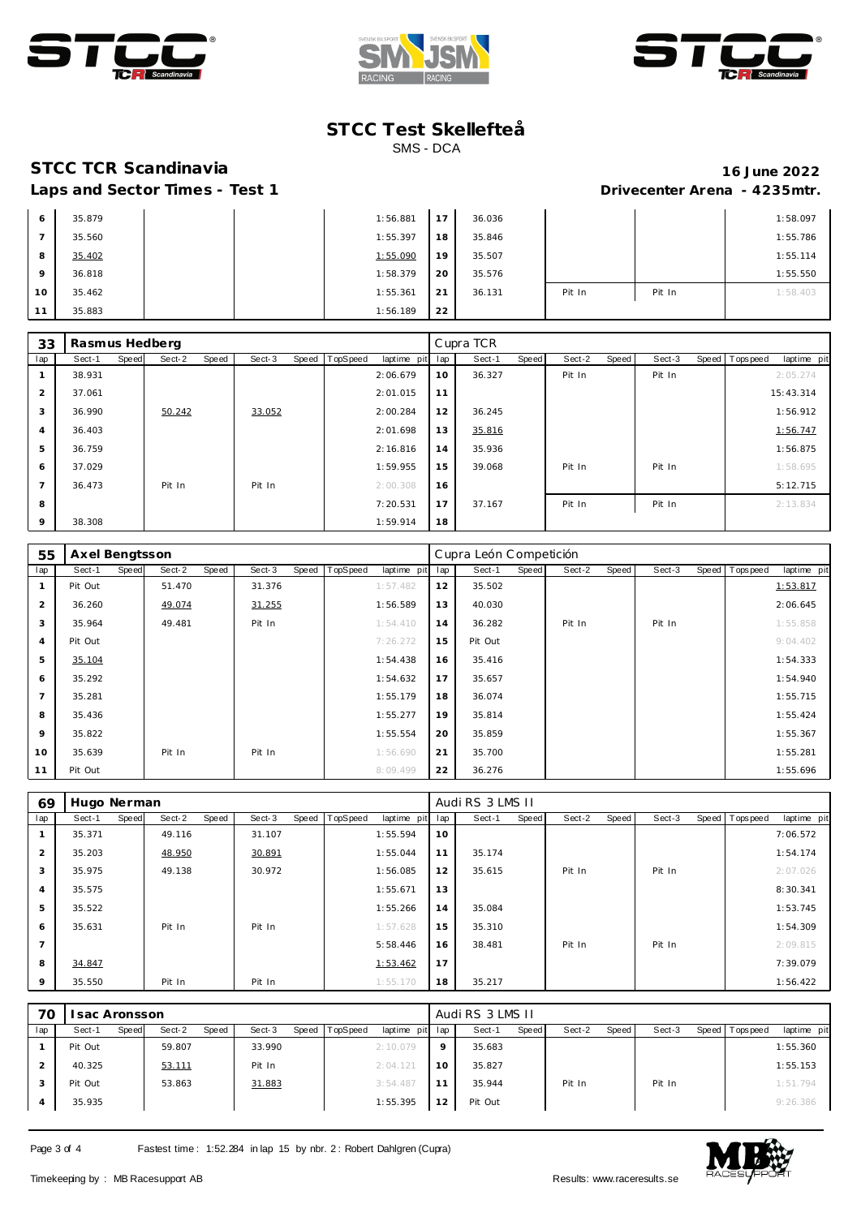# STCC Test Skellefteå

SMS - DCA

## STCC TCR Scandinavia

**16 June 2022**

**Laps and Sector Times - Test 1**

**Drivecenter Arena - 4235mtr.**

| lap | Sect-1 | Speed | Sect-2 | Speed | Sect-3 | Speed | TopSpeed | laptime pit | lap | Sect-1 | Speed | Sect-2 | Speed | Sect-3 | Speed | Topspeed | laptime pit |
|---|---|---|---|---|---|---|---|---|---|---|---|---|---|---|---|---|---|
| 6 | 35.879 | | | | | | | 1:56.881 | 17 | 36.036 | | | | | | | 1:58.097 |
| 7 | 35.560 | | | | | | | 1:55.397 | 18 | 35.846 | | | | | | | 1:55.786 |
| 8 | 35.402 | | | | | | | 1:55.090 | 19 | 35.507 | | | | | | | 1:55.114 |
| 9 | 36.818 | | | | | | | 1:58.379 | 20 | 35.576 | | | | | | | 1:55.550 |
| 10 | 35.462 | | | | | | | 1:55.361 | 21 | 36.131 | | Pit In | | Pit In | | | 1:58.403 |
| 11 | 35.883 | | | | | | | 1:56.189 | 22 | | | | | | | | |

### 33 Rasmus Hedberg — Cupra TCR

| lap | Sect-1 | Speed | Sect-2 | Speed | Sect-3 | Speed | TopSpeed | laptime pit | lap | Sect-1 | Speed | Sect-2 | Speed | Sect-3 | Speed | Topspeed | laptime pit |
|---|---|---|---|---|---|---|---|---|---|---|---|---|---|---|---|---|---|
| 1 | 38.931 | | | | | | | 2:06.679 | 10 | 36.327 | | Pit In | | Pit In | | | 2:05.274 |
| 2 | 37.061 | | | | | | | 2:01.015 | 11 | | | | | | | | 15:43.314 |
| 3 | 36.990 | | 50.242 | | 33.052 | | | 2:00.284 | 12 | 36.245 | | | | | | | 1:56.912 |
| 4 | 36.403 | | | | | | | 2:01.698 | 13 | 35.816 | | | | | | | 1:56.747 |
| 5 | 36.759 | | | | | | | 2:16.816 | 14 | 35.936 | | | | | | | 1:56.875 |
| 6 | 37.029 | | | | | | | 1:59.955 | 15 | 39.068 | | Pit In | | Pit In | | | 1:58.695 |
| 7 | 36.473 | | Pit In | | Pit In | | | 2:00.308 | 16 | | | | | | | | 5:12.715 |
| 8 | | | | | | | | 7:20.531 | 17 | 37.167 | | Pit In | | Pit In | | | 2:13.834 |
| 9 | 38.308 | | | | | | | 1:59.914 | 18 | | | | | | | | |

### 55 Axel Bengtsson — Cupra León Competición

| lap | Sect-1 | Speed | Sect-2 | Speed | Sect-3 | Speed | TopSpeed | laptime pit | lap | Sect-1 | Speed | Sect-2 | Speed | Sect-3 | Speed | Topspeed | laptime pit |
|---|---|---|---|---|---|---|---|---|---|---|---|---|---|---|---|---|---|
| 1 | Pit Out | | 51.470 | | 31.376 | | | 1:57.482 | 12 | 35.502 | | | | | | | 1:53.817 |
| 2 | 36.260 | | 49.074 | | 31.255 | | | 1:56.589 | 13 | 40.030 | | | | | | | 2:06.645 |
| 3 | 35.964 | | 49.481 | | Pit In | | | 1:54.410 | 14 | 36.282 | | Pit In | | Pit In | | | 1:55.858 |
| 4 | Pit Out | | | | | | | 7:26.272 | 15 | Pit Out | | | | | | | 9:04.402 |
| 5 | 35.104 | | | | | | | 1:54.438 | 16 | 35.416 | | | | | | | 1:54.333 |
| 6 | 35.292 | | | | | | | 1:54.632 | 17 | 35.657 | | | | | | | 1:54.940 |
| 7 | 35.281 | | | | | | | 1:55.179 | 18 | 36.074 | | | | | | | 1:55.715 |
| 8 | 35.436 | | | | | | | 1:55.277 | 19 | 35.814 | | | | | | | 1:55.424 |
| 9 | 35.822 | | | | | | | 1:55.554 | 20 | 35.859 | | | | | | | 1:55.367 |
| 10 | 35.639 | | Pit In | | Pit In | | | 1:56.690 | 21 | 35.700 | | | | | | | 1:55.281 |
| 11 | Pit Out | | | | | | | 8:09.499 | 22 | 36.276 | | | | | | | 1:55.696 |

### 69 Hugo Nerman — Audi RS 3 LMS II

| lap | Sect-1 | Speed | Sect-2 | Speed | Sect-3 | Speed | TopSpeed | laptime pit | lap | Sect-1 | Speed | Sect-2 | Speed | Sect-3 | Speed | Topspeed | laptime pit |
|---|---|---|---|---|---|---|---|---|---|---|---|---|---|---|---|---|---|
| 1 | 35.371 | | 49.116 | | 31.107 | | | 1:55.594 | 10 | | | | | | | | 7:06.572 |
| 2 | 35.203 | | 48.950 | | 30.891 | | | 1:55.044 | 11 | 35.174 | | | | | | | 1:54.174 |
| 3 | 35.975 | | 49.138 | | 30.972 | | | 1:56.085 | 12 | 35.615 | | Pit In | | Pit In | | | 2:07.026 |
| 4 | 35.575 | | | | | | | 1:55.671 | 13 | | | | | | | | 8:30.341 |
| 5 | 35.522 | | | | | | | 1:55.266 | 14 | 35.084 | | | | | | | 1:53.745 |
| 6 | 35.631 | | Pit In | | Pit In | | | 1:57.628 | 15 | 35.310 | | | | | | | 1:54.309 |
| 7 | | | | | | | | 5:58.446 | 16 | 38.481 | | Pit In | | Pit In | | | 2:09.815 |
| 8 | 34.847 | | | | | | | 1:53.462 | 17 | | | | | | | | 7:39.079 |
| 9 | 35.550 | | Pit In | | Pit In | | | 1:55.170 | 18 | 35.217 | | | | | | | 1:56.422 |

### 70 Isac Aronsson — Audi RS 3 LMS II

| lap | Sect-1 | Speed | Sect-2 | Speed | Sect-3 | Speed | TopSpeed | laptime pit | lap | Sect-1 | Speed | Sect-2 | Speed | Sect-3 | Speed | Topspeed | laptime pit |
|---|---|---|---|---|---|---|---|---|---|---|---|---|---|---|---|---|---|
| 1 | Pit Out | | 59.807 | | 33.990 | | | 2:10.079 | 9 | 35.683 | | | | | | | 1:55.360 |
| 2 | 40.325 | | 53.111 | | Pit In | | | 2:04.121 | 10 | 35.827 | | | | | | | 1:55.153 |
| 3 | Pit Out | | 53.863 | | 31.883 | | | 3:54.487 | 11 | 35.944 | | Pit In | | Pit In | | | 1:51.794 |
| 4 | 35.935 | | | | | | | 1:55.395 | 12 | Pit Out | | | | | | | 9:26.386 |

Fastest time : 1:52.284 in lap 15 by nbr. 2 : Robert Dahlgren (Cupra)

Timekeeping by : MB Racesupport AB

Results: www.raceresults.se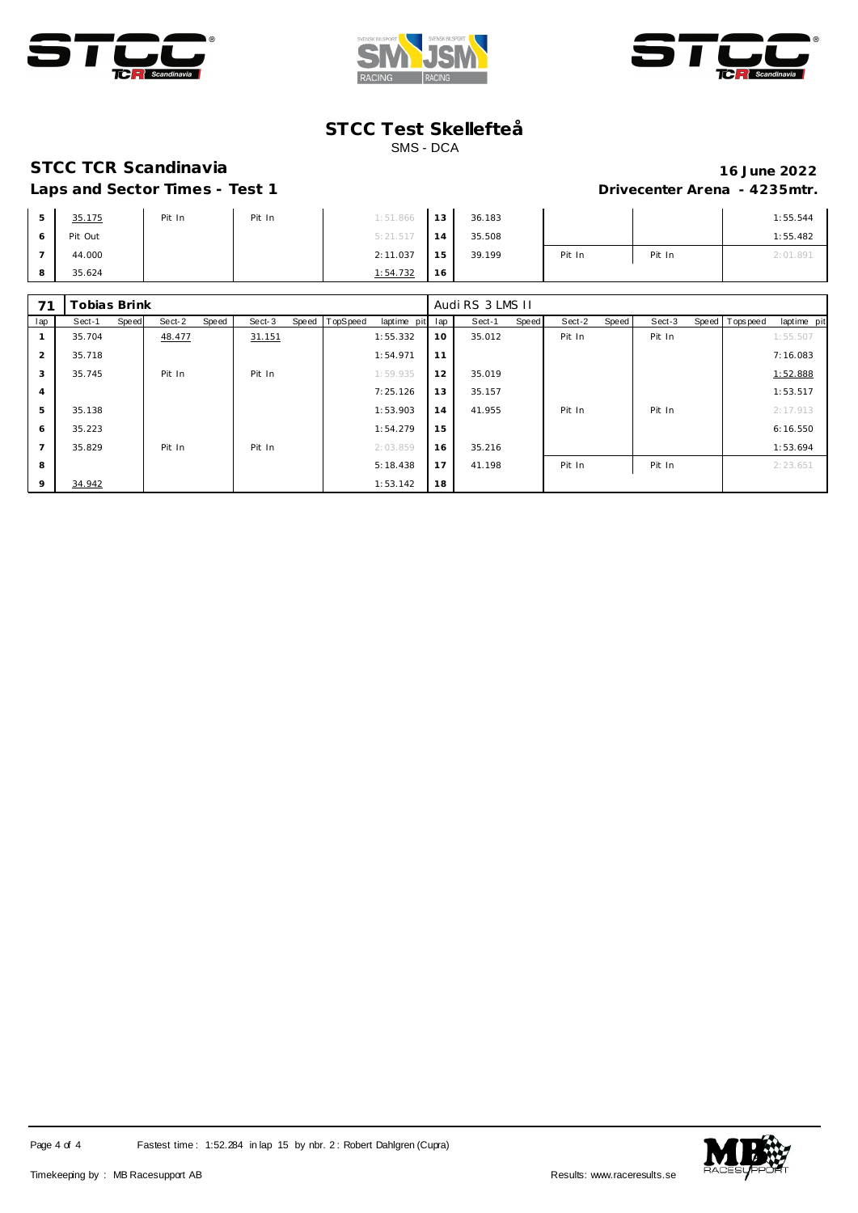# STCC Test Skellefteå

SMS - DCA

## STCC TCR Scandinavia

16 June 2022

### Laps and Sector Times - Test 1

Drivecenter Arena - 4235mtr.

| lap | Sect-1 | Speed | Sect-2 | Speed | Sect-3 | Speed | TopSpeed | laptime pit | lap | Sect-1 | Speed | Sect-2 | Speed | Sect-3 | Speed | Topspeed | laptime pit |
|---|---|---|---|---|---|---|---|---|---|---|---|---|---|---|---|---|---|
| 5 | 35.175 | | Pit In | | Pit In | | | 1:51.866 | 13 | 36.183 | | | | | | | 1:55.544 |
| 6 | Pit Out | | | | | | | 5:21.517 | 14 | 35.508 | | | | | | | 1:55.482 |
| 7 | 44.000 | | | | | | | 2:11.037 | 15 | 39.199 | | Pit In | | Pit In | | | 2:01.891 |
| 8 | 35.624 | | | | | | | 1:54.732 | 16 | | | | | | | | |

**71 Tobias Brink** — Audi RS 3 LMS II

| lap | Sect-1 | Speed | Sect-2 | Speed | Sect-3 | Speed | TopSpeed | laptime pit | lap | Sect-1 | Speed | Sect-2 | Speed | Sect-3 | Speed | Topspeed | laptime pit |
|---|---|---|---|---|---|---|---|---|---|---|---|---|---|---|---|---|---|
| 1 | 35.704 | | 48.477 | | 31.151 | | | 1:55.332 | 10 | 35.012 | | Pit In | | Pit In | | | 1:55.507 |
| 2 | 35.718 | | | | | | | 1:54.971 | 11 | | | | | | | | 7:16.083 |
| 3 | 35.745 | | Pit In | | Pit In | | | 1:59.935 | 12 | 35.019 | | | | | | | 1:52.888 |
| 4 | | | | | | | | 7:25.126 | 13 | 35.157 | | | | | | | 1:53.517 |
| 5 | 35.138 | | | | | | | 1:53.903 | 14 | 41.955 | | Pit In | | Pit In | | | 2:17.913 |
| 6 | 35.223 | | | | | | | 1:54.279 | 15 | | | | | | | | 6:16.550 |
| 7 | 35.829 | | Pit In | | Pit In | | | 2:03.859 | 16 | 35.216 | | | | | | | 1:53.694 |
| 8 | | | | | | | | 5:18.438 | 17 | 41.198 | | Pit In | | Pit In | | | 2:23.651 |
| 9 | 34.942 | | | | | | | 1:53.142 | 18 | | | | | | | | |

Fastest time : 1:52.284 in lap 15 by nbr. 2 : Robert Dahlgren (Cupra)

Timekeeping by : MB Racesupport AB

Results: www.raceresults.se